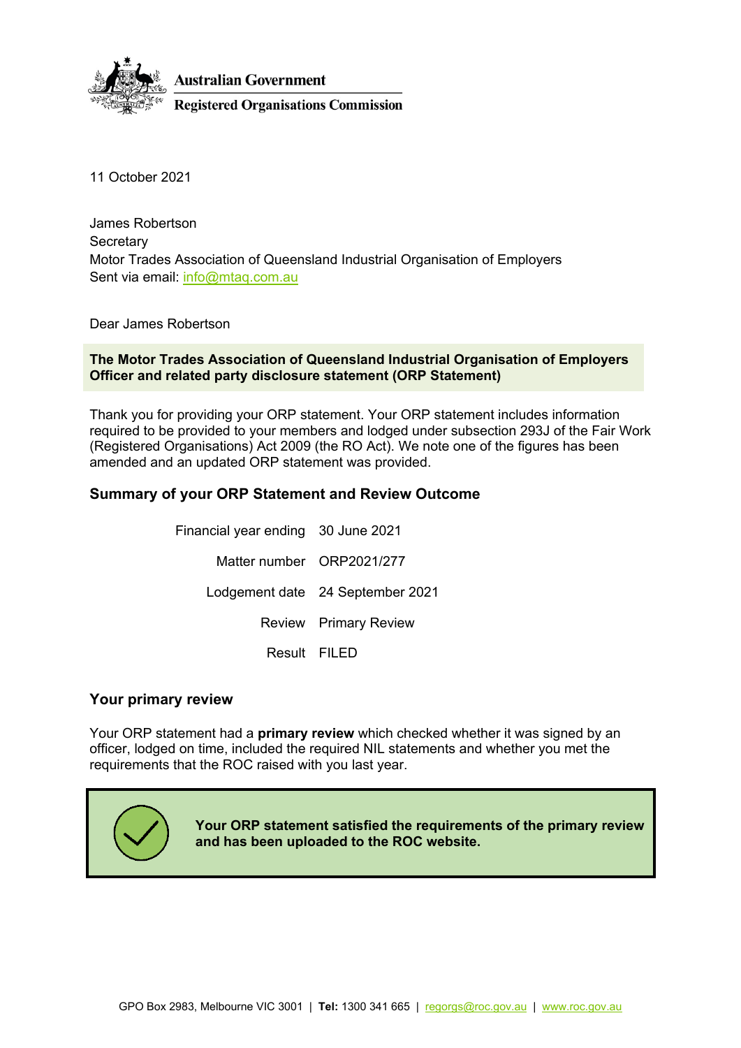Australian Government

Registered Organisations Commission

11 October 2021

James Robertson
Secretary
Motor Trades Association of Queensland Industrial Organisation of Employers
Sent via email: info@mtaq.com.au

Dear James Robertson

**The Motor Trades Association of Queensland Industrial Organisation of Employers Officer and related party disclosure statement (ORP Statement)**

Thank you for providing your ORP statement. Your ORP statement includes information required to be provided to your members and lodged under subsection 293J of the Fair Work (Registered Organisations) Act 2009 (the RO Act). We note one of the figures has been amended and an updated ORP statement was provided.

## Summary of your ORP Statement and Review Outcome

| | |
|---|---|
| Financial year ending | 30 June 2021 |
| Matter number | ORP2021/277 |
| Lodgement date | 24 September 2021 |
| Review | Primary Review |
| Result | FILED |

## Your primary review

Your ORP statement had a **primary review** which checked whether it was signed by an officer, lodged on time, included the required NIL statements and whether you met the requirements that the ROC raised with you last year.

**Your ORP statement satisfied the requirements of the primary review and has been uploaded to the ROC website.**

GPO Box 2983, Melbourne VIC 3001 | **Tel:** 1300 341 665 | regorgs@roc.gov.au | www.roc.gov.au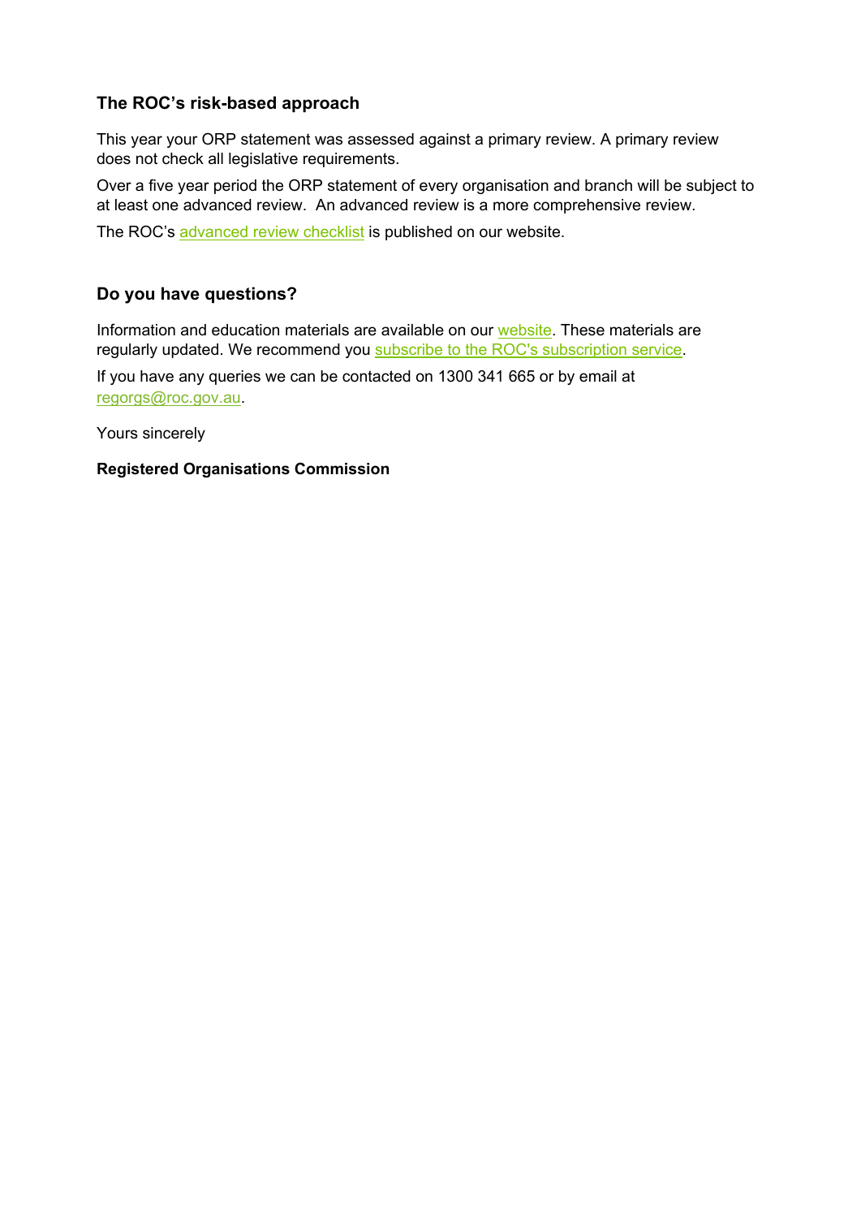### The ROC's risk-based approach

This year your ORP statement was assessed against a primary review. A primary review does not check all legislative requirements.

Over a five year period the ORP statement of every organisation and branch will be subject to at least one advanced review. An advanced review is a more comprehensive review.

The ROC's advanced review checklist is published on our website.

### Do you have questions?

Information and education materials are available on our website. These materials are regularly updated. We recommend you subscribe to the ROC's subscription service.

If you have any queries we can be contacted on 1300 341 665 or by email at regorgs@roc.gov.au.

Yours sincerely

**Registered Organisations Commission**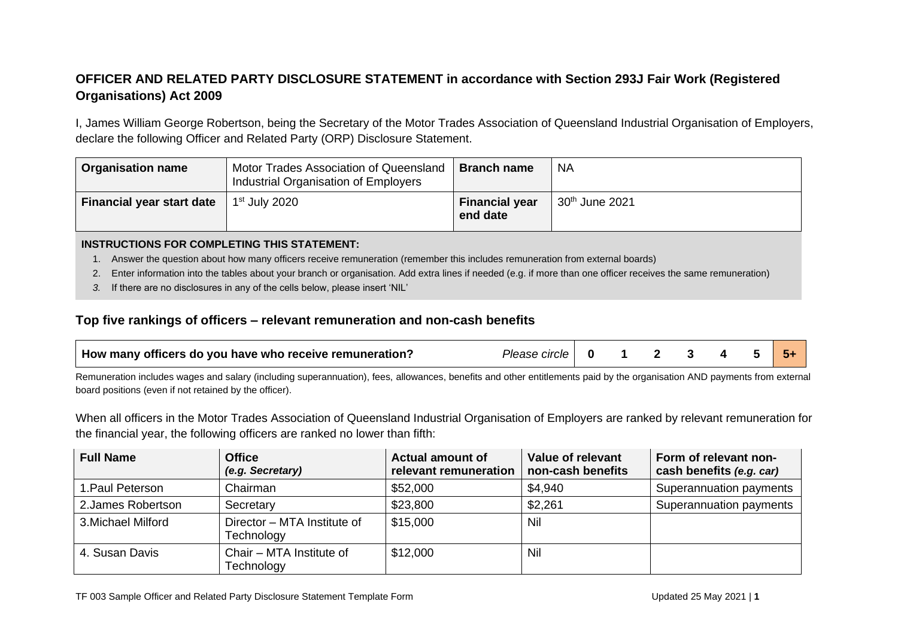## OFFICER AND RELATED PARTY DISCLOSURE STATEMENT in accordance with Section 293J Fair Work (Registered Organisations) Act 2009

I, James William George Robertson, being the Secretary of the Motor Trades Association of Queensland Industrial Organisation of Employers, declare the following Officer and Related Party (ORP) Disclosure Statement.

| **Organisation name** | Motor Trades Association of Queensland Industrial Organisation of Employers | **Branch name** | NA |
|---|---|---|---|
| **Financial year start date** | 1st July 2020 | **Financial year end date** | 30th June 2021 |

**INSTRUCTIONS FOR COMPLETING THIS STATEMENT:**

1. Answer the question about how many officers receive remuneration (remember this includes remuneration from external boards)
2. Enter information into the tables about your branch or organisation. Add extra lines if needed (e.g. if more than one officer receives the same remuneration)
3. If there are no disclosures in any of the cells below, please insert 'NIL'

### Top five rankings of officers – relevant remuneration and non-cash benefits

| **How many officers do you have who receive remuneration?** | *Please circle* | **0** | **1** | **2** | **3** | **4** | **5** | **5+** |
|---|---|---|---|---|---|---|---|---|

Remuneration includes wages and salary (including superannuation), fees, allowances, benefits and other entitlements paid by the organisation AND payments from external board positions (even if not retained by the officer).

When all officers in the Motor Trades Association of Queensland Industrial Organisation of Employers are ranked by relevant remuneration for the financial year, the following officers are ranked no lower than fifth:

| **Full Name** | **Office** *(e.g. Secretary)* | **Actual amount of relevant remuneration** | **Value of relevant non-cash benefits** | **Form of relevant non-cash benefits** *(e.g. car)* |
|---|---|---|---|---|
| 1.Paul Peterson | Chairman | $52,000 | $4,940 | Superannuation payments |
| 2.James Robertson | Secretary | $23,800 | $2,261 | Superannuation payments |
| 3.Michael Milford | Director – MTA Institute of Technology | $15,000 | Nil | |
| 4. Susan Davis | Chair – MTA Institute of Technology | $12,000 | Nil | |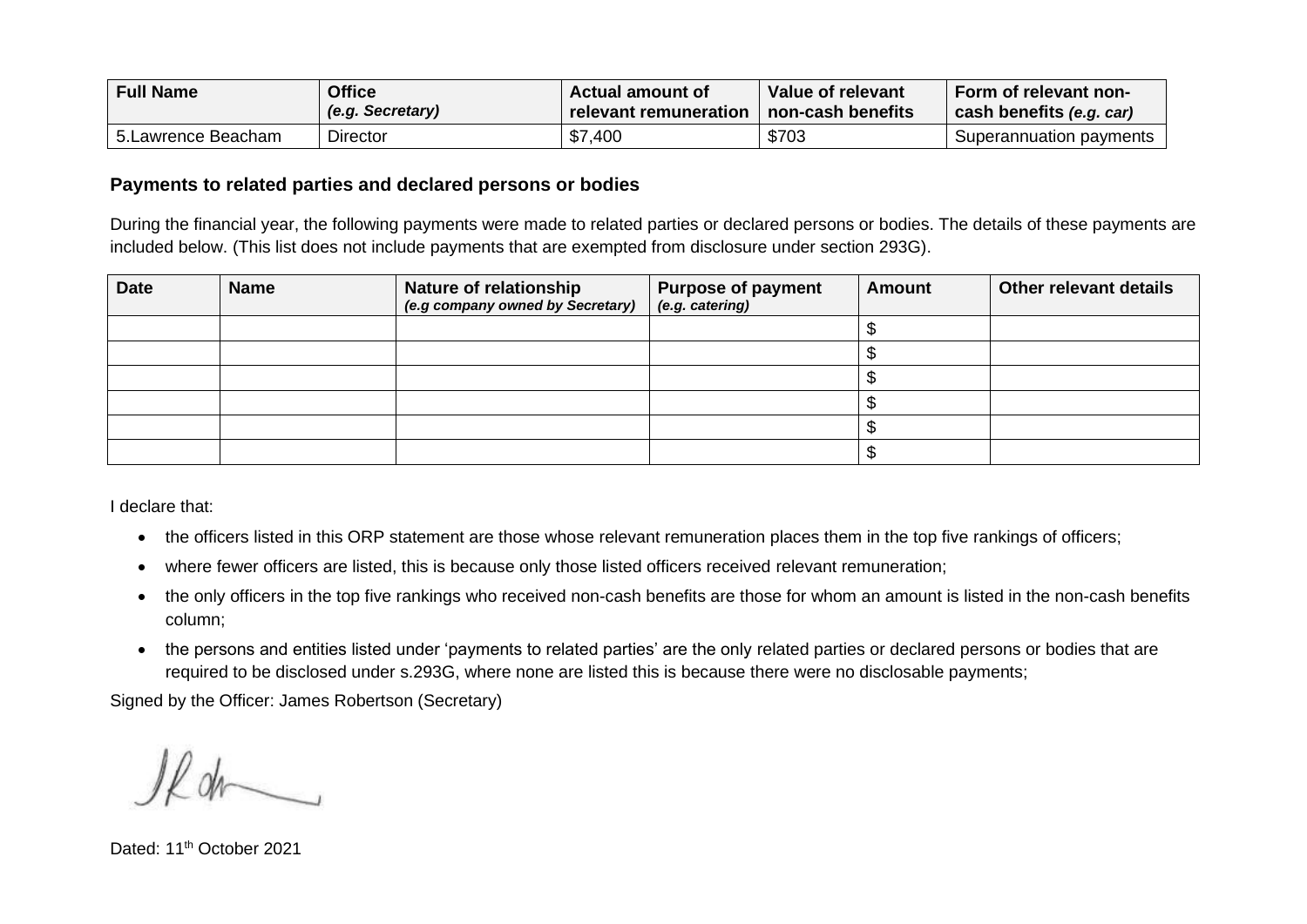| Full Name | Office *(e.g. Secretary)* | Actual amount of relevant remuneration | Value of relevant non-cash benefits | Form of relevant non-cash benefits *(e.g. car)* |
|---|---|---|---|---|
| 5.Lawrence Beacham | Director | $7,400 | $703 | Superannuation payments |

**Payments to related parties and declared persons or bodies**

During the financial year, the following payments were made to related parties or declared persons or bodies. The details of these payments are included below. (This list does not include payments that are exempted from disclosure under section 293G).

| Date | Name | Nature of relationship *(e.g company owned by Secretary)* | Purpose of payment *(e.g. catering)* | Amount | Other relevant details |
|---|---|---|---|---|---|
| | | | | $ | |
| | | | | $ | |
| | | | | $ | |
| | | | | $ | |
| | | | | $ | |
| | | | | $ | |

I declare that:

- the officers listed in this ORP statement are those whose relevant remuneration places them in the top five rankings of officers;
- where fewer officers are listed, this is because only those listed officers received relevant remuneration;
- the only officers in the top five rankings who received non-cash benefits are those for whom an amount is listed in the non-cash benefits column;
- the persons and entities listed under 'payments to related parties' are the only related parties or declared persons or bodies that are required to be disclosed under s.293G, where none are listed this is because there were no disclosable payments;

Signed by the Officer: James Robertson (Secretary)

Dated: 11th October 2021